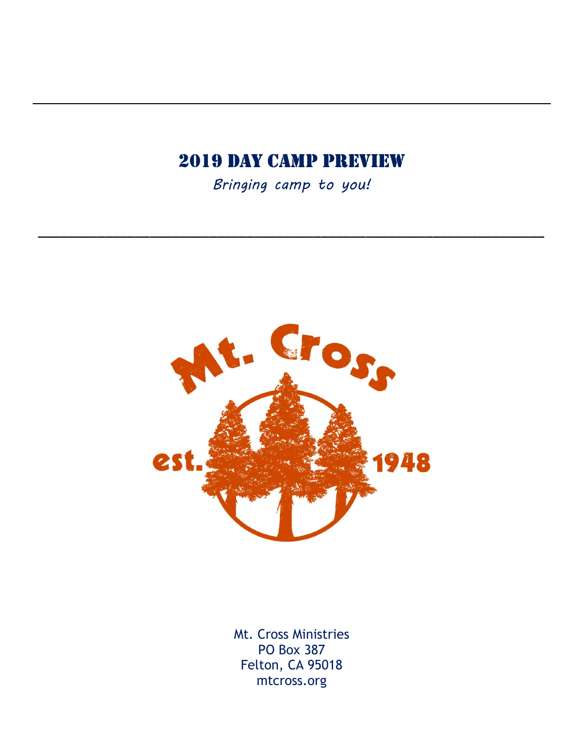# 2019 Day Camp Preview

*Bringing camp to you!*

Mt. Cross

est. 1948

Mt. Cross Ministries
PO Box 387
Felton, CA 95018
mtcross.org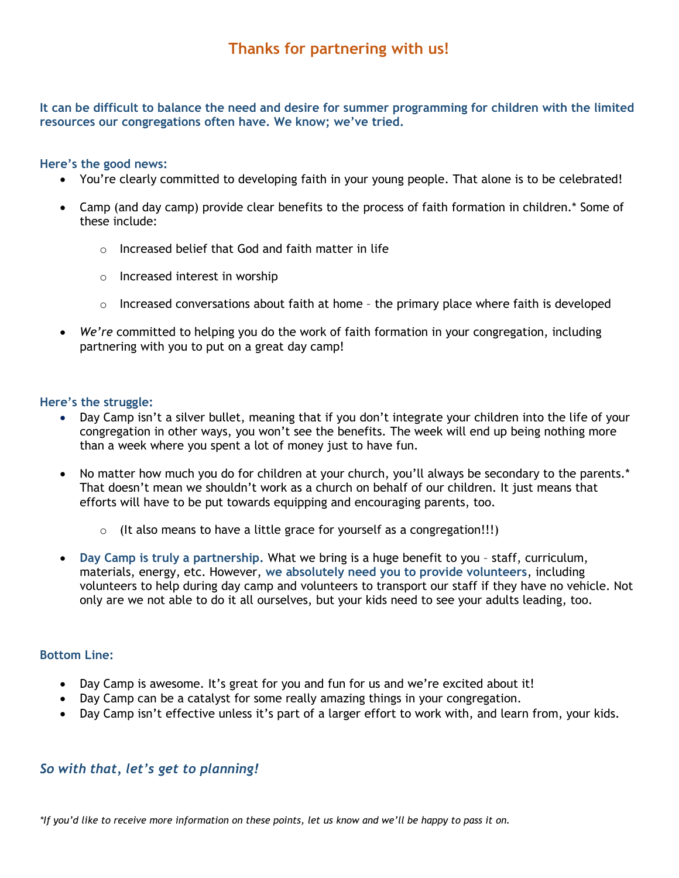# Thanks for partnering with us!

**It can be difficult to balance the need and desire for summer programming for children with the limited resources our congregations often have. We know; we've tried.**

**Here's the good news:**

- You're clearly committed to developing faith in your young people. That alone is to be celebrated!
- Camp (and day camp) provide clear benefits to the process of faith formation in children.* Some of these include:
  - Increased belief that God and faith matter in life
  - Increased interest in worship
  - Increased conversations about faith at home – the primary place where faith is developed
- *We're* committed to helping you do the work of faith formation in your congregation, including partnering with you to put on a great day camp!

**Here's the struggle:**

- Day Camp isn't a silver bullet, meaning that if you don't integrate your children into the life of your congregation in other ways, you won't see the benefits. The week will end up being nothing more than a week where you spent a lot of money just to have fun.
- No matter how much you do for children at your church, you'll always be secondary to the parents.* That doesn't mean we shouldn't work as a church on behalf of our children. It just means that efforts will have to be put towards equipping and encouraging parents, too.
  - (It also means to have a little grace for yourself as a congregation!!!)
- **Day Camp is truly a partnership.** What we bring is a huge benefit to you – staff, curriculum, materials, energy, etc. However, **we absolutely need you to provide volunteers**, including volunteers to help during day camp and volunteers to transport our staff if they have no vehicle. Not only are we not able to do it all ourselves, but your kids need to see your adults leading, too.

**Bottom Line:**

- Day Camp is awesome. It's great for you and fun for us and we're excited about it!
- Day Camp can be a catalyst for some really amazing things in your congregation.
- Day Camp isn't effective unless it's part of a larger effort to work with, and learn from, your kids.

***So with that, let's get to planning!***

*\*If you'd like to receive more information on these points, let us know and we'll be happy to pass it on.*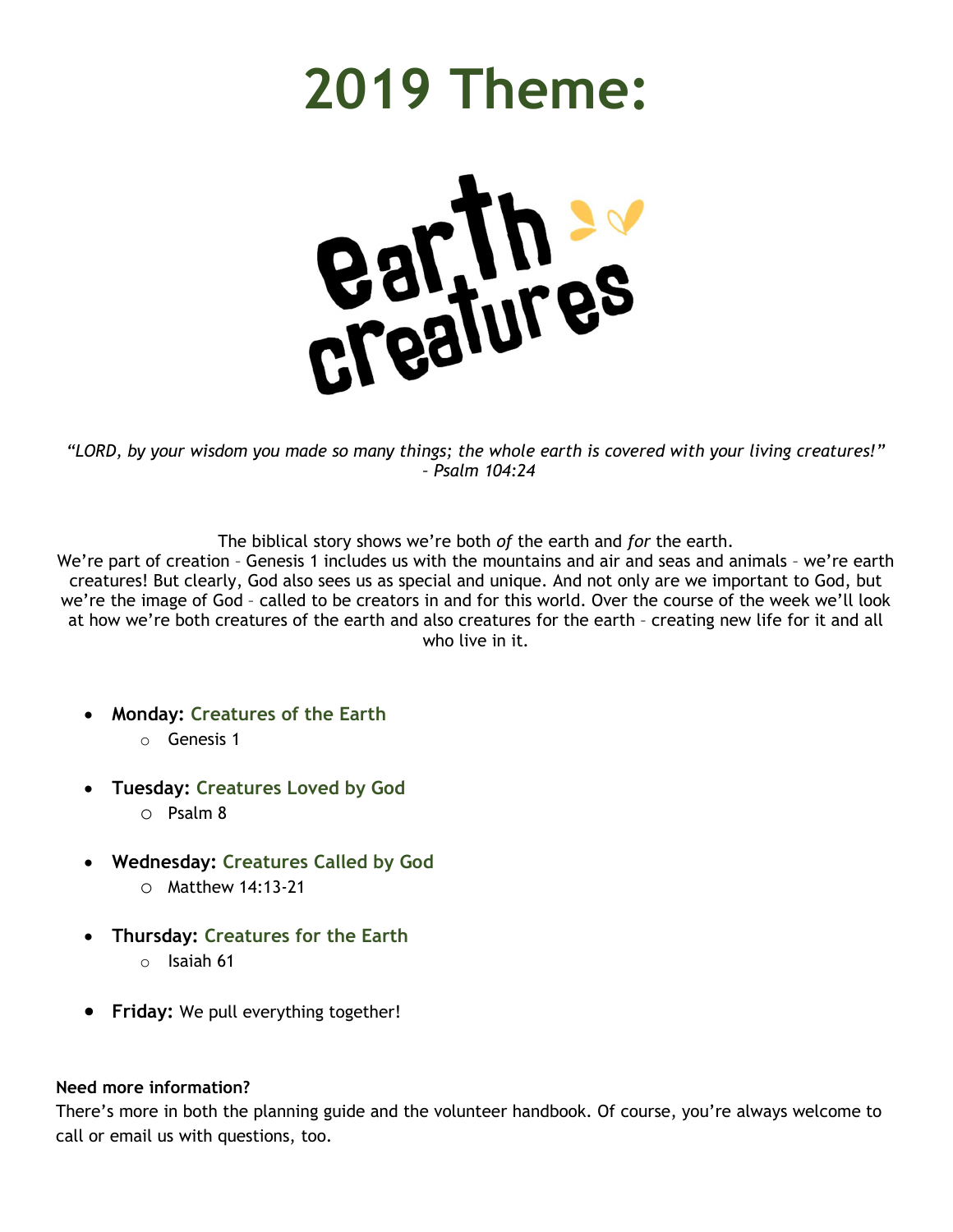# 2019 Theme:

earth creatures

*"LORD, by your wisdom you made so many things; the whole earth is covered with your living creatures!" – Psalm 104:24*

The biblical story shows we're both *of* the earth and *for* the earth. We're part of creation – Genesis 1 includes us with the mountains and air and seas and animals – we're earth creatures! But clearly, God also sees us as special and unique. And not only are we important to God, but we're the image of God – called to be creators in and for this world. Over the course of the week we'll look at how we're both creatures of the earth and also creatures for the earth – creating new life for it and all who live in it.

- **Monday:** Creatures of the Earth
  - Genesis 1
- **Tuesday:** Creatures Loved by God
  - Psalm 8
- **Wednesday:** Creatures Called by God
  - Matthew 14:13-21
- **Thursday:** Creatures for the Earth
  - Isaiah 61
- **Friday:** We pull everything together!

**Need more information?**

There's more in both the planning guide and the volunteer handbook. Of course, you're always welcome to call or email us with questions, too.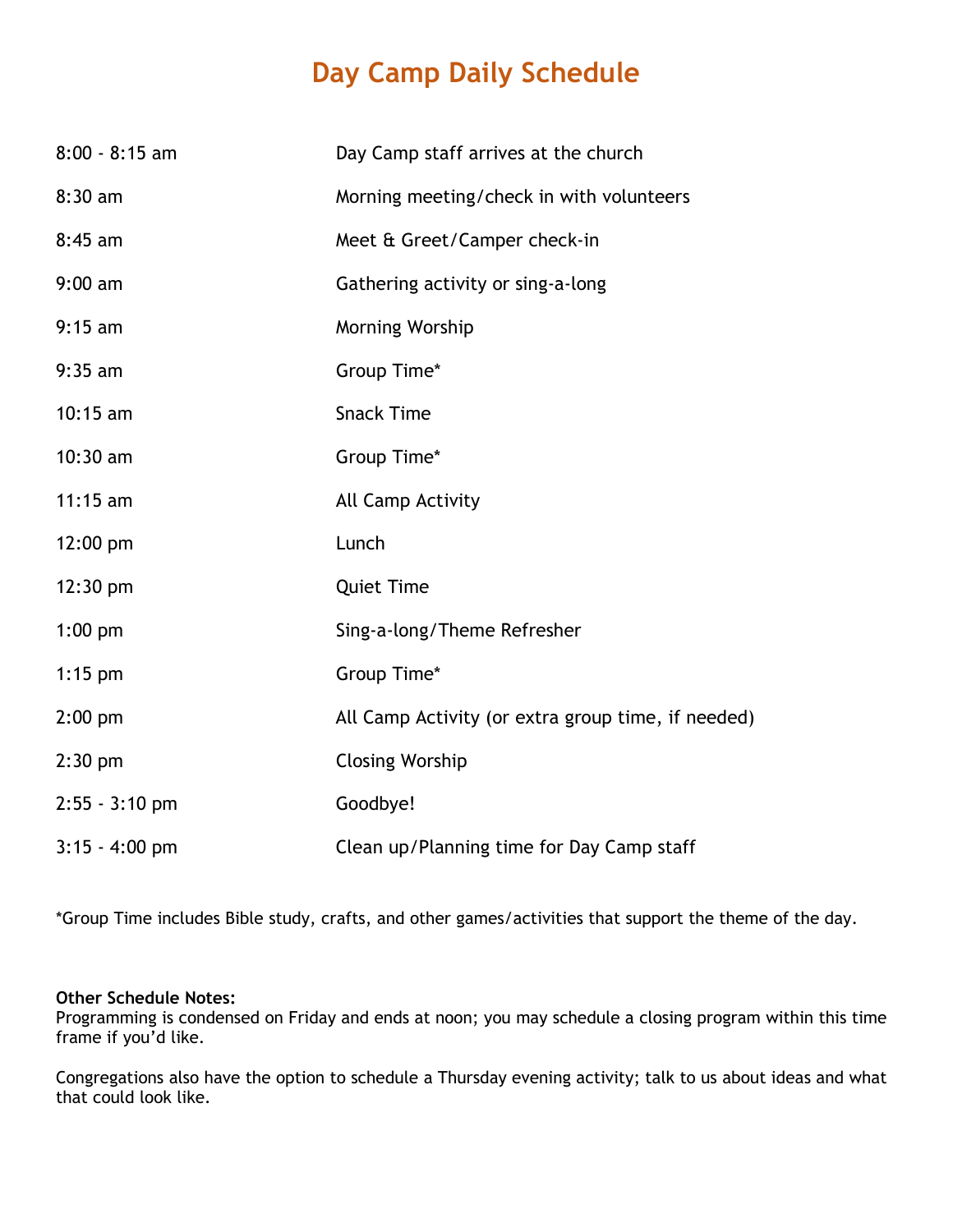# Day Camp Daily Schedule

| | |
|---|---|
| 8:00 - 8:15 am | Day Camp staff arrives at the church |
| 8:30 am | Morning meeting/check in with volunteers |
| 8:45 am | Meet & Greet/Camper check-in |
| 9:00 am | Gathering activity or sing-a-long |
| 9:15 am | Morning Worship |
| 9:35 am | Group Time* |
| 10:15 am | Snack Time |
| 10:30 am | Group Time* |
| 11:15 am | All Camp Activity |
| 12:00 pm | Lunch |
| 12:30 pm | Quiet Time |
| 1:00 pm | Sing-a-long/Theme Refresher |
| 1:15 pm | Group Time* |
| 2:00 pm | All Camp Activity (or extra group time, if needed) |
| 2:30 pm | Closing Worship |
| 2:55 - 3:10 pm | Goodbye! |
| 3:15 - 4:00 pm | Clean up/Planning time for Day Camp staff |

*Group Time includes Bible study, crafts, and other games/activities that support the theme of the day.

**Other Schedule Notes:**
Programming is condensed on Friday and ends at noon; you may schedule a closing program within this time frame if you'd like.

Congregations also have the option to schedule a Thursday evening activity; talk to us about ideas and what that could look like.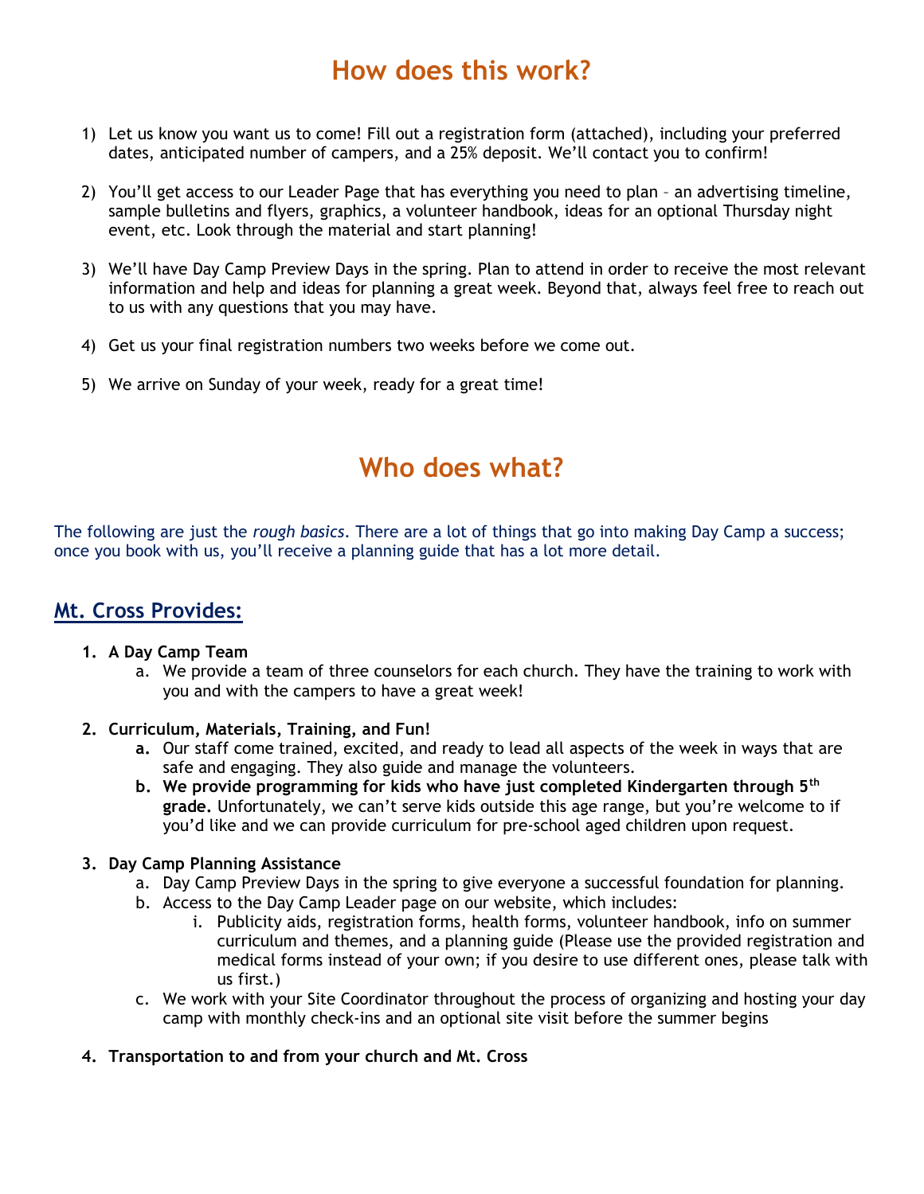# How does this work?

1) Let us know you want us to come! Fill out a registration form (attached), including your preferred dates, anticipated number of campers, and a 25% deposit. We'll contact you to confirm!

2) You'll get access to our Leader Page that has everything you need to plan – an advertising timeline, sample bulletins and flyers, graphics, a volunteer handbook, ideas for an optional Thursday night event, etc. Look through the material and start planning!

3) We'll have Day Camp Preview Days in the spring. Plan to attend in order to receive the most relevant information and help and ideas for planning a great week. Beyond that, always feel free to reach out to us with any questions that you may have.

4) Get us your final registration numbers two weeks before we come out.

5) We arrive on Sunday of your week, ready for a great time!

# Who does what?

The following are just the *rough basics*. There are a lot of things that go into making Day Camp a success; once you book with us, you'll receive a planning guide that has a lot more detail.

## Mt. Cross Provides:

1. **A Day Camp Team**
   a. We provide a team of three counselors for each church. They have the training to work with you and with the campers to have a great week!

2. **Curriculum, Materials, Training, and Fun!**
   a. Our staff come trained, excited, and ready to lead all aspects of the week in ways that are safe and engaging. They also guide and manage the volunteers.
   b. **We provide programming for kids who have just completed Kindergarten through 5th grade.** Unfortunately, we can't serve kids outside this age range, but you're welcome to if you'd like and we can provide curriculum for pre-school aged children upon request.

3. **Day Camp Planning Assistance**
   a. Day Camp Preview Days in the spring to give everyone a successful foundation for planning.
   b. Access to the Day Camp Leader page on our website, which includes:
      i. Publicity aids, registration forms, health forms, volunteer handbook, info on summer curriculum and themes, and a planning guide (Please use the provided registration and medical forms instead of your own; if you desire to use different ones, please talk with us first.)
   c. We work with your Site Coordinator throughout the process of organizing and hosting your day camp with monthly check-ins and an optional site visit before the summer begins

4. **Transportation to and from your church and Mt. Cross**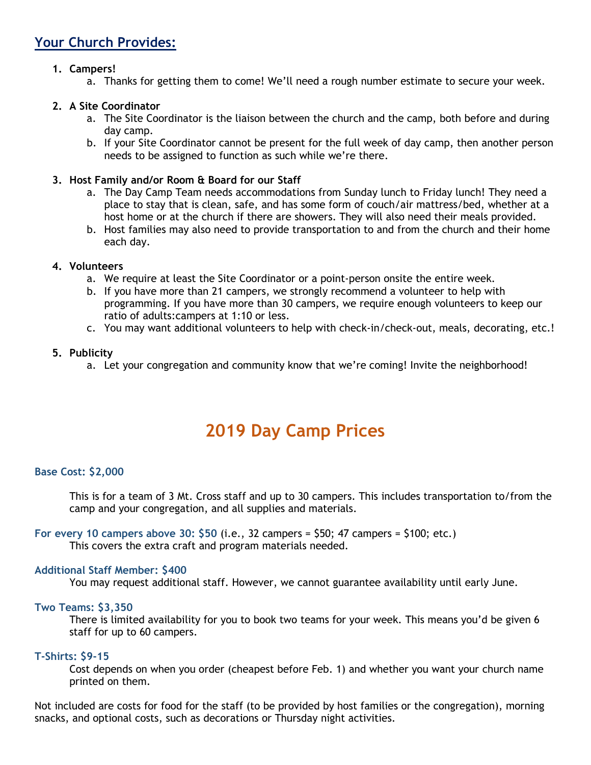## Your Church Provides:

1. **Campers!**
   a. Thanks for getting them to come! We'll need a rough number estimate to secure your week.

2. **A Site Coordinator**
   a. The Site Coordinator is the liaison between the church and the camp, both before and during day camp.
   b. If your Site Coordinator cannot be present for the full week of day camp, then another person needs to be assigned to function as such while we're there.

3. **Host Family and/or Room & Board for our Staff**
   a. The Day Camp Team needs accommodations from Sunday lunch to Friday lunch! They need a place to stay that is clean, safe, and has some form of couch/air mattress/bed, whether at a host home or at the church if there are showers. They will also need their meals provided.
   b. Host families may also need to provide transportation to and from the church and their home each day.

4. **Volunteers**
   a. We require at least the Site Coordinator or a point-person onsite the entire week.
   b. If you have more than 21 campers, we strongly recommend a volunteer to help with programming. If you have more than 30 campers, we require enough volunteers to keep our ratio of adults:campers at 1:10 or less.
   c. You may want additional volunteers to help with check-in/check-out, meals, decorating, etc.!

5. **Publicity**
   a. Let your congregation and community know that we're coming! Invite the neighborhood!

# 2019 Day Camp Prices

**Base Cost: $2,000**

This is for a team of 3 Mt. Cross staff and up to 30 campers. This includes transportation to/from the camp and your congregation, and all supplies and materials.

**For every 10 campers above 30: $50** (i.e., 32 campers = $50; 47 campers = $100; etc.)
This covers the extra craft and program materials needed.

**Additional Staff Member: $400**
You may request additional staff. However, we cannot guarantee availability until early June.

**Two Teams: $3,350**
There is limited availability for you to book two teams for your week. This means you'd be given 6 staff for up to 60 campers.

**T-Shirts: $9-15**
Cost depends on when you order (cheapest before Feb. 1) and whether you want your church name printed on them.

Not included are costs for food for the staff (to be provided by host families or the congregation), morning snacks, and optional costs, such as decorations or Thursday night activities.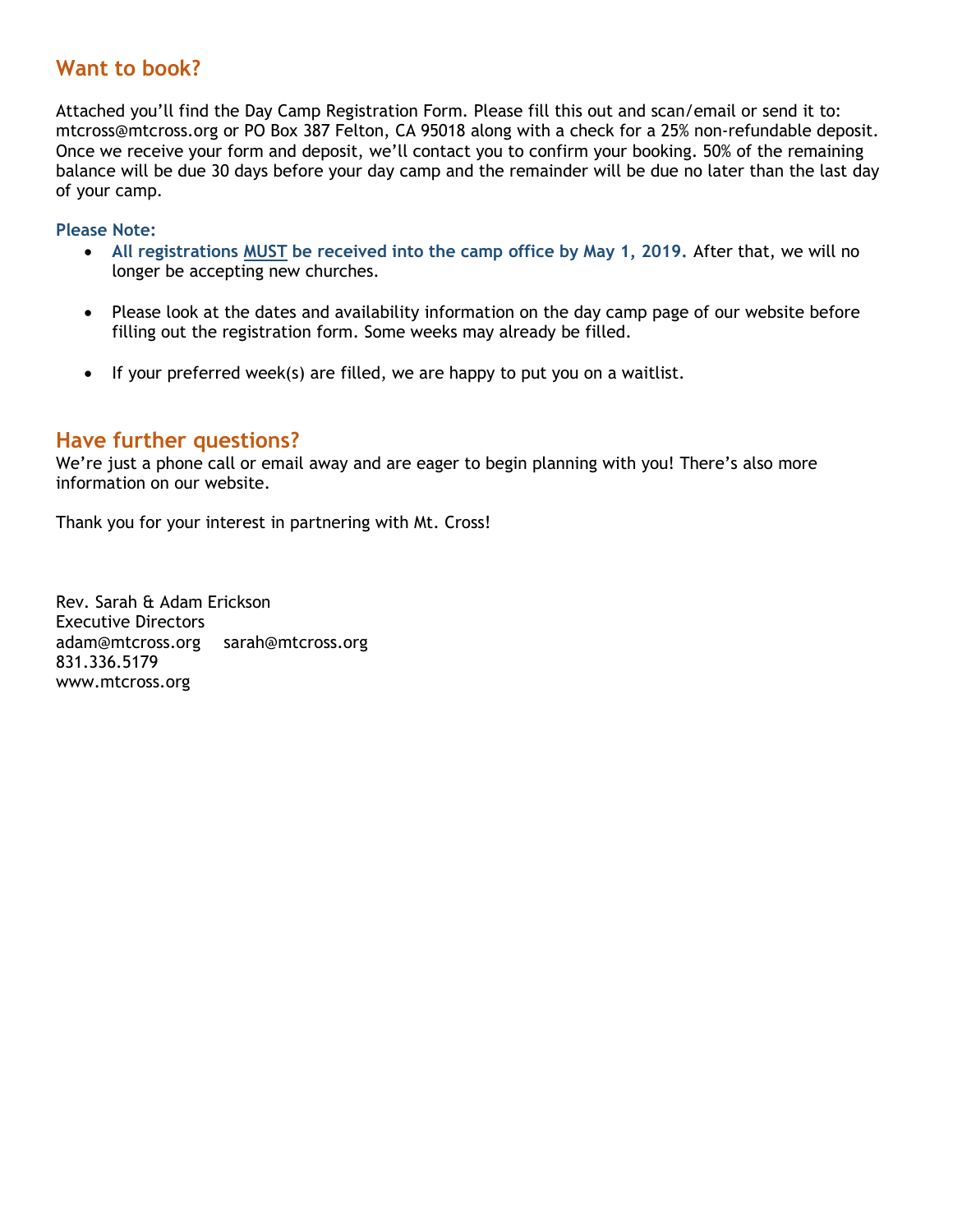## Want to book?

Attached you'll find the Day Camp Registration Form. Please fill this out and scan/email or send it to: mtcross@mtcross.org or PO Box 387 Felton, CA 95018 along with a check for a 25% non-refundable deposit. Once we receive your form and deposit, we'll contact you to confirm your booking. 50% of the remaining balance will be due 30 days before your day camp and the remainder will be due no later than the last day of your camp.

**Please Note:**

- **All registrations MUST be received into the camp office by May 1, 2019.** After that, we will no longer be accepting new churches.
- Please look at the dates and availability information on the day camp page of our website before filling out the registration form. Some weeks may already be filled.
- If your preferred week(s) are filled, we are happy to put you on a waitlist.

## Have further questions?

We're just a phone call or email away and are eager to begin planning with you! There's also more information on our website.

Thank you for your interest in partnering with Mt. Cross!

Rev. Sarah & Adam Erickson
Executive Directors
adam@mtcross.org sarah@mtcross.org
831.336.5179
www.mtcross.org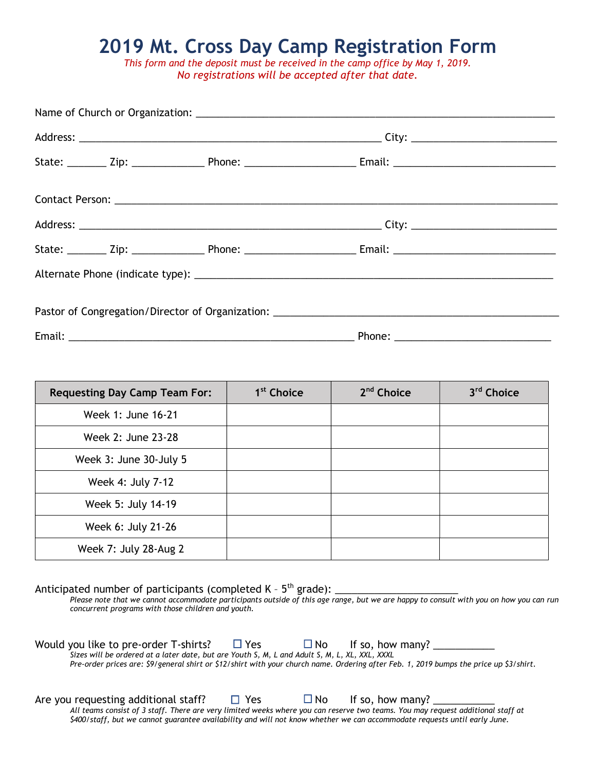# 2019 Mt. Cross Day Camp Registration Form

*This form and the deposit must be received in the camp office by May 1, 2019.*
*No registrations will be accepted after that date.*

Name of Church or Organization: ______________________________________________

Address: ______________________________________ City: __________________

State: _______ Zip: _____________ Phone: ___________________ Email: ___________________________

Contact Person: ______________________________________________________

Address: ______________________________________ City: __________________

State: _______ Zip: _____________ Phone: ___________________ Email: ___________________________

Alternate Phone (indicate type): ___________________________________________

Pastor of Congregation/Director of Organization: __________________________________

Email: ____________________________________ Phone: _________________________

| Requesting Day Camp Team For: | 1st Choice | 2nd Choice | 3rd Choice |
|---|---|---|---|
| Week 1: June 16-21 | | | |
| Week 2: June 23-28 | | | |
| Week 3: June 30-July 5 | | | |
| Week 4: July 7-12 | | | |
| Week 5: July 14-19 | | | |
| Week 6: July 21-26 | | | |
| Week 7: July 28-Aug 2 | | | |

Anticipated number of participants (completed K – 5th grade): ____________________

*Please note that we cannot accommodate participants outside of this age range, but we are happy to consult with you on how you can run concurrent programs with those children and youth.*

Would you like to pre-order T-shirts? ☐ Yes ☐ No If so, how many? __________

*Sizes will be ordered at a later date, but are Youth S, M, L and Adult S, M, L, XL, XXL, XXXL*
*Pre-order prices are: $9/general shirt or $12/shirt with your church name. Ordering after Feb. 1, 2019 bumps the price up $3/shirt.*

Are you requesting additional staff? ☐ Yes ☐ No If so, how many? __________

*All teams consist of 3 staff. There are very limited weeks where you can reserve two teams. You may request additional staff at $400/staff, but we cannot guarantee availability and will not know whether we can accommodate requests until early June.*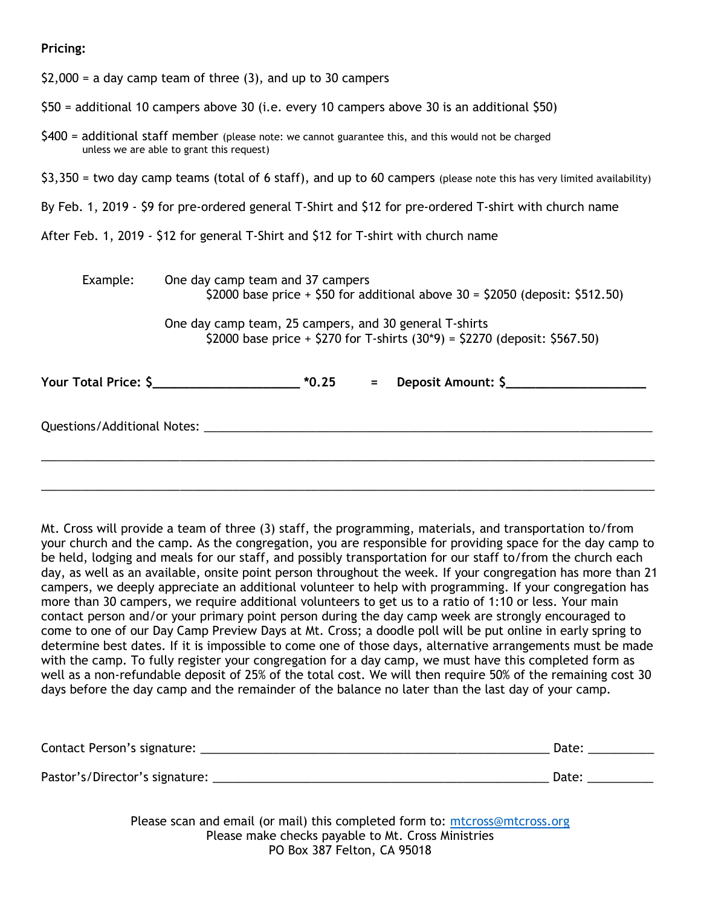**Pricing:**

$2,000 = a day camp team of three (3), and up to 30 campers

$50 = additional 10 campers above 30 (i.e. every 10 campers above 30 is an additional $50)

$400 = additional staff member (please note: we cannot guarantee this, and this would not be charged unless we are able to grant this request)

$3,350 = two day camp teams (total of 6 staff), and up to 60 campers (please note this has very limited availability)

By Feb. 1, 2019 - $9 for pre-ordered general T-Shirt and $12 for pre-ordered T-shirt with church name

After Feb. 1, 2019 - $12 for general T-Shirt and $12 for T-shirt with church name

Example: One day camp team and 37 campers
$2000 base price + $50 for additional above 30 = $2050 (deposit: $512.50)

One day camp team, 25 campers, and 30 general T-shirts
$2000 base price + $270 for T-shirts (30*9) = $2270 (deposit: $567.50)

**Your Total Price: $\_\_\_\_\_\_\_\_\_\_\_\_\_\_\_\_\_\_\_\_\_ *0.25 = Deposit Amount: $\_\_\_\_\_\_\_\_\_\_\_\_\_\_\_\_\_\_\_\_\_**

Questions/Additional Notes: \_\_\_\_\_\_\_\_\_\_\_\_\_\_\_\_\_\_\_\_\_\_\_\_\_\_\_\_\_\_\_\_\_\_\_\_\_\_\_\_\_\_\_\_\_\_\_\_\_\_\_\_\_\_\_\_\_\_\_\_

\_\_\_\_\_\_\_\_\_\_\_\_\_\_\_\_\_\_\_\_\_\_\_\_\_\_\_\_\_\_\_\_\_\_\_\_\_\_\_\_\_\_\_\_\_\_\_\_\_\_\_\_\_\_\_\_\_\_\_\_\_\_\_\_\_\_\_\_\_\_\_\_\_\_\_\_\_\_\_\_

\_\_\_\_\_\_\_\_\_\_\_\_\_\_\_\_\_\_\_\_\_\_\_\_\_\_\_\_\_\_\_\_\_\_\_\_\_\_\_\_\_\_\_\_\_\_\_\_\_\_\_\_\_\_\_\_\_\_\_\_\_\_\_\_\_\_\_\_\_\_\_\_\_\_\_\_\_\_\_\_

Mt. Cross will provide a team of three (3) staff, the programming, materials, and transportation to/from your church and the camp. As the congregation, you are responsible for providing space for the day camp to be held, lodging and meals for our staff, and possibly transportation for our staff to/from the church each day, as well as an available, onsite point person throughout the week. If your congregation has more than 21 campers, we deeply appreciate an additional volunteer to help with programming. If your congregation has more than 30 campers, we require additional volunteers to get us to a ratio of 1:10 or less. Your main contact person and/or your primary point person during the day camp week are strongly encouraged to come to one of our Day Camp Preview Days at Mt. Cross; a doodle poll will be put online in early spring to determine best dates. If it is impossible to come one of those days, alternative arrangements must be made with the camp. To fully register your congregation for a day camp, we must have this completed form as well as a non-refundable deposit of 25% of the total cost. We will then require 50% of the remaining cost 30 days before the day camp and the remainder of the balance no later than the last day of your camp.

Contact Person's signature: \_\_\_\_\_\_\_\_\_\_\_\_\_\_\_\_\_\_\_\_\_\_\_\_\_\_\_\_\_\_\_\_\_\_\_\_\_\_\_\_\_\_\_\_\_\_\_\_ Date: \_\_\_\_\_\_\_\_\_\_

Pastor's/Director's signature: \_\_\_\_\_\_\_\_\_\_\_\_\_\_\_\_\_\_\_\_\_\_\_\_\_\_\_\_\_\_\_\_\_\_\_\_\_\_\_\_\_\_\_\_\_\_ Date: \_\_\_\_\_\_\_\_\_\_

Please scan and email (or mail) this completed form to: mtcross@mtcross.org
Please make checks payable to Mt. Cross Ministries
PO Box 387 Felton, CA 95018